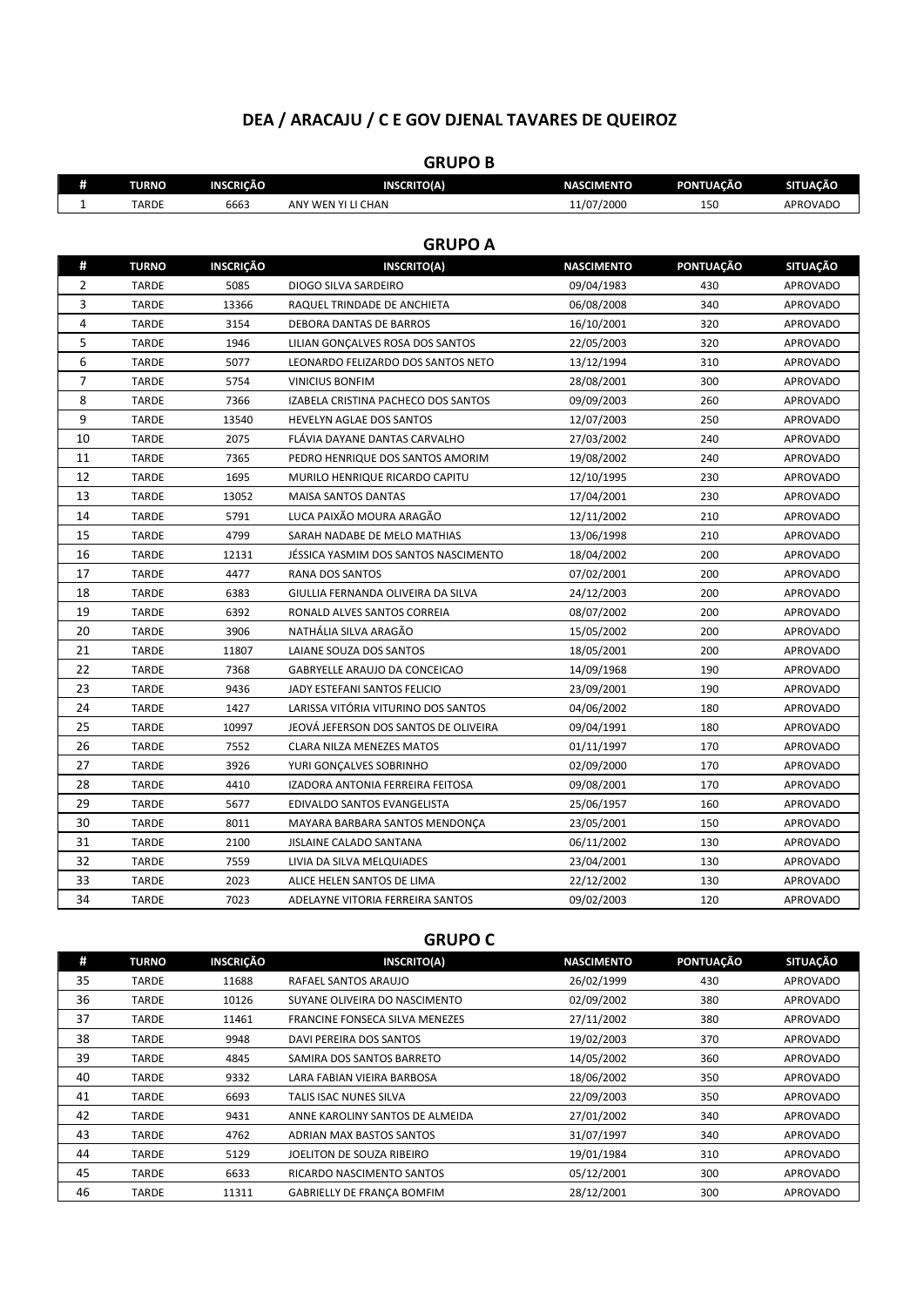# DEA / ARACAJU / C E GOV DJENAL TAVARES DE QUEIROZ

## GRUPO B

| # | TURNO | INSCRIÇÃO | INSCRITO(A) | NASCIMENTO | PONTUAÇÃO | SITUAÇÃO |
|---|---|---|---|---|---|---|
| 1 | TARDE | 6663 | ANY WEN YI LI CHAN | 11/07/2000 | 150 | APROVADO |

## GRUPO A

| # | TURNO | INSCRIÇÃO | INSCRITO(A) | NASCIMENTO | PONTUAÇÃO | SITUAÇÃO |
|---|---|---|---|---|---|---|
| 2 | TARDE | 5085 | DIOGO SILVA SARDEIRO | 09/04/1983 | 430 | APROVADO |
| 3 | TARDE | 13366 | RAQUEL TRINDADE DE ANCHIETA | 06/08/2008 | 340 | APROVADO |
| 4 | TARDE | 3154 | DEBORA DANTAS DE BARROS | 16/10/2001 | 320 | APROVADO |
| 5 | TARDE | 1946 | LILIAN GONÇALVES ROSA DOS SANTOS | 22/05/2003 | 320 | APROVADO |
| 6 | TARDE | 5077 | LEONARDO FELIZARDO DOS SANTOS NETO | 13/12/1994 | 310 | APROVADO |
| 7 | TARDE | 5754 | VINICIUS BONFIM | 28/08/2001 | 300 | APROVADO |
| 8 | TARDE | 7366 | IZABELA CRISTINA PACHECO DOS SANTOS | 09/09/2003 | 260 | APROVADO |
| 9 | TARDE | 13540 | HEVELYN AGLAE DOS SANTOS | 12/07/2003 | 250 | APROVADO |
| 10 | TARDE | 2075 | FLÁVIA DAYANE DANTAS CARVALHO | 27/03/2002 | 240 | APROVADO |
| 11 | TARDE | 7365 | PEDRO HENRIQUE DOS SANTOS AMORIM | 19/08/2002 | 240 | APROVADO |
| 12 | TARDE | 1695 | MURILO HENRIQUE RICARDO CAPITU | 12/10/1995 | 230 | APROVADO |
| 13 | TARDE | 13052 | MAISA SANTOS DANTAS | 17/04/2001 | 230 | APROVADO |
| 14 | TARDE | 5791 | LUCA PAIXÃO MOURA ARAGÃO | 12/11/2002 | 210 | APROVADO |
| 15 | TARDE | 4799 | SARAH NADABE DE MELO MATHIAS | 13/06/1998 | 210 | APROVADO |
| 16 | TARDE | 12131 | JÉSSICA YASMIM DOS SANTOS NASCIMENTO | 18/04/2002 | 200 | APROVADO |
| 17 | TARDE | 4477 | RANA DOS SANTOS | 07/02/2001 | 200 | APROVADO |
| 18 | TARDE | 6383 | GIULLIA FERNANDA OLIVEIRA DA SILVA | 24/12/2003 | 200 | APROVADO |
| 19 | TARDE | 6392 | RONALD ALVES SANTOS CORREIA | 08/07/2002 | 200 | APROVADO |
| 20 | TARDE | 3906 | NATHÁLIA SILVA ARAGÃO | 15/05/2002 | 200 | APROVADO |
| 21 | TARDE | 11807 | LAIANE SOUZA DOS SANTOS | 18/05/2001 | 200 | APROVADO |
| 22 | TARDE | 7368 | GABRYELLE ARAUJO DA CONCEICAO | 14/09/1968 | 190 | APROVADO |
| 23 | TARDE | 9436 | JADY ESTEFANI SANTOS FELICIO | 23/09/2001 | 190 | APROVADO |
| 24 | TARDE | 1427 | LARISSA VITÓRIA VITURINO DOS SANTOS | 04/06/2002 | 180 | APROVADO |
| 25 | TARDE | 10997 | JEOVÁ JEFERSON DOS SANTOS DE OLIVEIRA | 09/04/1991 | 180 | APROVADO |
| 26 | TARDE | 7552 | CLARA NILZA MENEZES MATOS | 01/11/1997 | 170 | APROVADO |
| 27 | TARDE | 3926 | YURI GONÇALVES SOBRINHO | 02/09/2000 | 170 | APROVADO |
| 28 | TARDE | 4410 | IZADORA ANTONIA FERREIRA FEITOSA | 09/08/2001 | 170 | APROVADO |
| 29 | TARDE | 5677 | EDIVALDO SANTOS EVANGELISTA | 25/06/1957 | 160 | APROVADO |
| 30 | TARDE | 8011 | MAYARA BARBARA SANTOS MENDONÇA | 23/05/2001 | 150 | APROVADO |
| 31 | TARDE | 2100 | JISLAINE CALADO SANTANA | 06/11/2002 | 130 | APROVADO |
| 32 | TARDE | 7559 | LIVIA DA SILVA MELQUIADES | 23/04/2001 | 130 | APROVADO |
| 33 | TARDE | 2023 | ALICE HELEN SANTOS DE LIMA | 22/12/2002 | 130 | APROVADO |
| 34 | TARDE | 7023 | ADELAYNE VITORIA FERREIRA SANTOS | 09/02/2003 | 120 | APROVADO |

## GRUPO C

| # | TURNO | INSCRIÇÃO | INSCRITO(A) | NASCIMENTO | PONTUAÇÃO | SITUAÇÃO |
|---|---|---|---|---|---|---|
| 35 | TARDE | 11688 | RAFAEL SANTOS ARAUJO | 26/02/1999 | 430 | APROVADO |
| 36 | TARDE | 10126 | SUYANE OLIVEIRA DO NASCIMENTO | 02/09/2002 | 380 | APROVADO |
| 37 | TARDE | 11461 | FRANCINE FONSECA SILVA MENEZES | 27/11/2002 | 380 | APROVADO |
| 38 | TARDE | 9948 | DAVI PEREIRA DOS SANTOS | 19/02/2003 | 370 | APROVADO |
| 39 | TARDE | 4845 | SAMIRA DOS SANTOS BARRETO | 14/05/2002 | 360 | APROVADO |
| 40 | TARDE | 9332 | LARA FABIAN VIEIRA BARBOSA | 18/06/2002 | 350 | APROVADO |
| 41 | TARDE | 6693 | TALIS ISAC NUNES SILVA | 22/09/2003 | 350 | APROVADO |
| 42 | TARDE | 9431 | ANNE KAROLINY SANTOS DE ALMEIDA | 27/01/2002 | 340 | APROVADO |
| 43 | TARDE | 4762 | ADRIAN MAX BASTOS SANTOS | 31/07/1997 | 340 | APROVADO |
| 44 | TARDE | 5129 | JOELITON DE SOUZA RIBEIRO | 19/01/1984 | 310 | APROVADO |
| 45 | TARDE | 6633 | RICARDO NASCIMENTO SANTOS | 05/12/2001 | 300 | APROVADO |
| 46 | TARDE | 11311 | GABRIELLY DE FRANÇA BOMFIM | 28/12/2001 | 300 | APROVADO |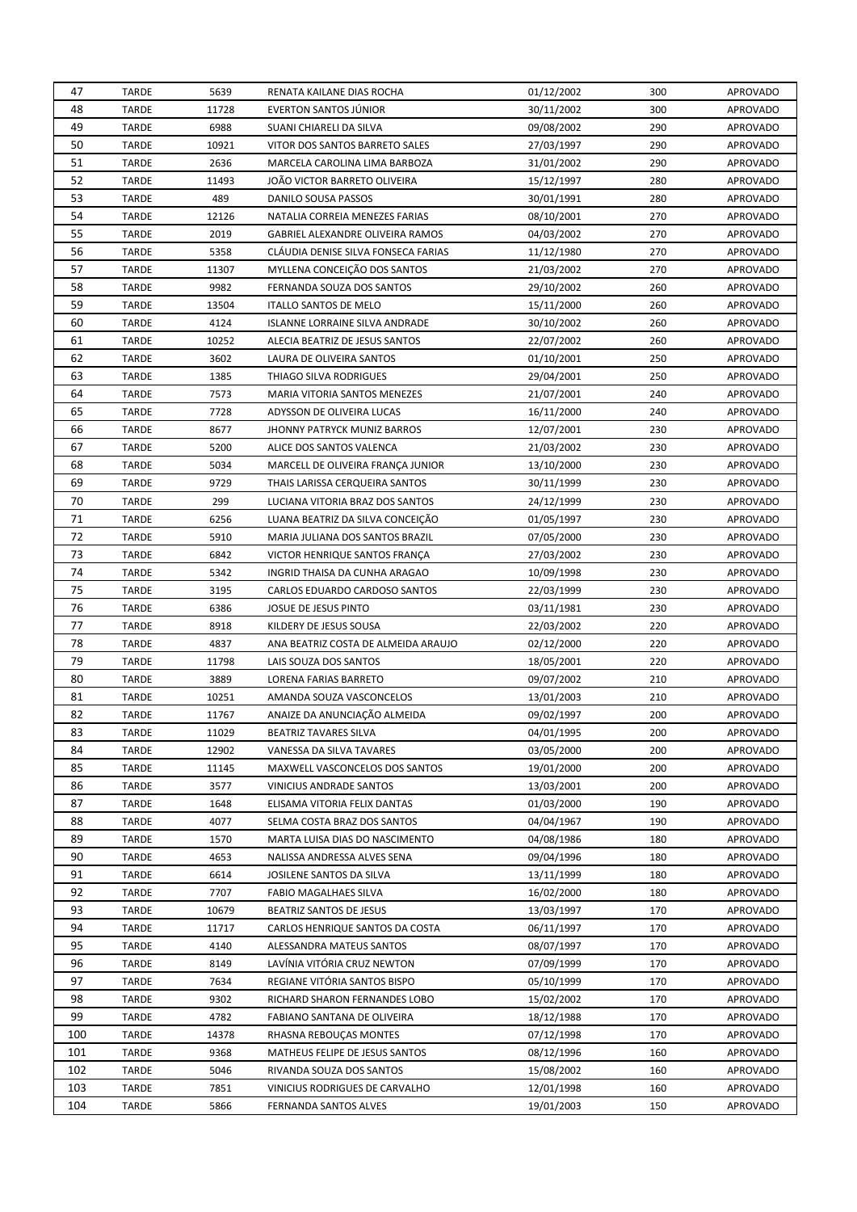| 47 | TARDE | 5639 | RENATA KAILANE DIAS ROCHA | 01/12/2002 | 300 | APROVADO |
|---|---|---|---|---|---|---|
| 48 | TARDE | 11728 | EVERTON SANTOS JÚNIOR | 30/11/2002 | 300 | APROVADO |
| 49 | TARDE | 6988 | SUANI CHIARELI DA SILVA | 09/08/2002 | 290 | APROVADO |
| 50 | TARDE | 10921 | VITOR DOS SANTOS BARRETO SALES | 27/03/1997 | 290 | APROVADO |
| 51 | TARDE | 2636 | MARCELA CAROLINA LIMA BARBOZA | 31/01/2002 | 290 | APROVADO |
| 52 | TARDE | 11493 | JOÃO VICTOR BARRETO OLIVEIRA | 15/12/1997 | 280 | APROVADO |
| 53 | TARDE | 489 | DANILO SOUSA PASSOS | 30/01/1991 | 280 | APROVADO |
| 54 | TARDE | 12126 | NATALIA CORREIA MENEZES FARIAS | 08/10/2001 | 270 | APROVADO |
| 55 | TARDE | 2019 | GABRIEL ALEXANDRE OLIVEIRA RAMOS | 04/03/2002 | 270 | APROVADO |
| 56 | TARDE | 5358 | CLÁUDIA DENISE SILVA FONSECA FARIAS | 11/12/1980 | 270 | APROVADO |
| 57 | TARDE | 11307 | MYLLENA CONCEIÇÃO DOS SANTOS | 21/03/2002 | 270 | APROVADO |
| 58 | TARDE | 9982 | FERNANDA SOUZA DOS SANTOS | 29/10/2002 | 260 | APROVADO |
| 59 | TARDE | 13504 | ITALLO SANTOS DE MELO | 15/11/2000 | 260 | APROVADO |
| 60 | TARDE | 4124 | ISLANNE LORRAINE SILVA ANDRADE | 30/10/2002 | 260 | APROVADO |
| 61 | TARDE | 10252 | ALECIA BEATRIZ DE JESUS SANTOS | 22/07/2002 | 260 | APROVADO |
| 62 | TARDE | 3602 | LAURA DE OLIVEIRA SANTOS | 01/10/2001 | 250 | APROVADO |
| 63 | TARDE | 1385 | THIAGO SILVA RODRIGUES | 29/04/2001 | 250 | APROVADO |
| 64 | TARDE | 7573 | MARIA VITORIA SANTOS MENEZES | 21/07/2001 | 240 | APROVADO |
| 65 | TARDE | 7728 | ADYSSON DE OLIVEIRA LUCAS | 16/11/2000 | 240 | APROVADO |
| 66 | TARDE | 8677 | JHONNY PATRYCK MUNIZ BARROS | 12/07/2001 | 230 | APROVADO |
| 67 | TARDE | 5200 | ALICE DOS SANTOS VALENCA | 21/03/2002 | 230 | APROVADO |
| 68 | TARDE | 5034 | MARCELL DE OLIVEIRA FRANÇA JUNIOR | 13/10/2000 | 230 | APROVADO |
| 69 | TARDE | 9729 | THAIS LARISSA CERQUEIRA SANTOS | 30/11/1999 | 230 | APROVADO |
| 70 | TARDE | 299 | LUCIANA VITORIA BRAZ DOS SANTOS | 24/12/1999 | 230 | APROVADO |
| 71 | TARDE | 6256 | LUANA BEATRIZ DA SILVA CONCEIÇÃO | 01/05/1997 | 230 | APROVADO |
| 72 | TARDE | 5910 | MARIA JULIANA DOS SANTOS BRAZIL | 07/05/2000 | 230 | APROVADO |
| 73 | TARDE | 6842 | VICTOR HENRIQUE SANTOS FRANÇA | 27/03/2002 | 230 | APROVADO |
| 74 | TARDE | 5342 | INGRID THAISA DA CUNHA ARAGAO | 10/09/1998 | 230 | APROVADO |
| 75 | TARDE | 3195 | CARLOS EDUARDO CARDOSO SANTOS | 22/03/1999 | 230 | APROVADO |
| 76 | TARDE | 6386 | JOSUE DE JESUS PINTO | 03/11/1981 | 230 | APROVADO |
| 77 | TARDE | 8918 | KILDERY DE JESUS SOUSA | 22/03/2002 | 220 | APROVADO |
| 78 | TARDE | 4837 | ANA BEATRIZ COSTA DE ALMEIDA ARAUJO | 02/12/2000 | 220 | APROVADO |
| 79 | TARDE | 11798 | LAIS SOUZA DOS SANTOS | 18/05/2001 | 220 | APROVADO |
| 80 | TARDE | 3889 | LORENA FARIAS BARRETO | 09/07/2002 | 210 | APROVADO |
| 81 | TARDE | 10251 | AMANDA SOUZA VASCONCELOS | 13/01/2003 | 210 | APROVADO |
| 82 | TARDE | 11767 | ANAIZE DA ANUNCIAÇÃO ALMEIDA | 09/02/1997 | 200 | APROVADO |
| 83 | TARDE | 11029 | BEATRIZ TAVARES SILVA | 04/01/1995 | 200 | APROVADO |
| 84 | TARDE | 12902 | VANESSA DA SILVA TAVARES | 03/05/2000 | 200 | APROVADO |
| 85 | TARDE | 11145 | MAXWELL VASCONCELOS DOS SANTOS | 19/01/2000 | 200 | APROVADO |
| 86 | TARDE | 3577 | VINICIUS ANDRADE SANTOS | 13/03/2001 | 200 | APROVADO |
| 87 | TARDE | 1648 | ELISAMA VITORIA FELIX DANTAS | 01/03/2000 | 190 | APROVADO |
| 88 | TARDE | 4077 | SELMA COSTA BRAZ DOS SANTOS | 04/04/1967 | 190 | APROVADO |
| 89 | TARDE | 1570 | MARTA LUISA DIAS DO NASCIMENTO | 04/08/1986 | 180 | APROVADO |
| 90 | TARDE | 4653 | NALISSA ANDRESSA ALVES SENA | 09/04/1996 | 180 | APROVADO |
| 91 | TARDE | 6614 | JOSILENE SANTOS DA SILVA | 13/11/1999 | 180 | APROVADO |
| 92 | TARDE | 7707 | FABIO MAGALHAES SILVA | 16/02/2000 | 180 | APROVADO |
| 93 | TARDE | 10679 | BEATRIZ SANTOS DE JESUS | 13/03/1997 | 170 | APROVADO |
| 94 | TARDE | 11717 | CARLOS HENRIQUE SANTOS DA COSTA | 06/11/1997 | 170 | APROVADO |
| 95 | TARDE | 4140 | ALESSANDRA MATEUS SANTOS | 08/07/1997 | 170 | APROVADO |
| 96 | TARDE | 8149 | LAVÍNIA VITÓRIA CRUZ NEWTON | 07/09/1999 | 170 | APROVADO |
| 97 | TARDE | 7634 | REGIANE VITÓRIA SANTOS BISPO | 05/10/1999 | 170 | APROVADO |
| 98 | TARDE | 9302 | RICHARD SHARON FERNANDES LOBO | 15/02/2002 | 170 | APROVADO |
| 99 | TARDE | 4782 | FABIANO SANTANA DE OLIVEIRA | 18/12/1988 | 170 | APROVADO |
| 100 | TARDE | 14378 | RHASNA REBOUÇAS MONTES | 07/12/1998 | 170 | APROVADO |
| 101 | TARDE | 9368 | MATHEUS FELIPE DE JESUS SANTOS | 08/12/1996 | 160 | APROVADO |
| 102 | TARDE | 5046 | RIVANDA SOUZA DOS SANTOS | 15/08/2002 | 160 | APROVADO |
| 103 | TARDE | 7851 | VINICIUS RODRIGUES DE CARVALHO | 12/01/1998 | 160 | APROVADO |
| 104 | TARDE | 5866 | FERNANDA SANTOS ALVES | 19/01/2003 | 150 | APROVADO |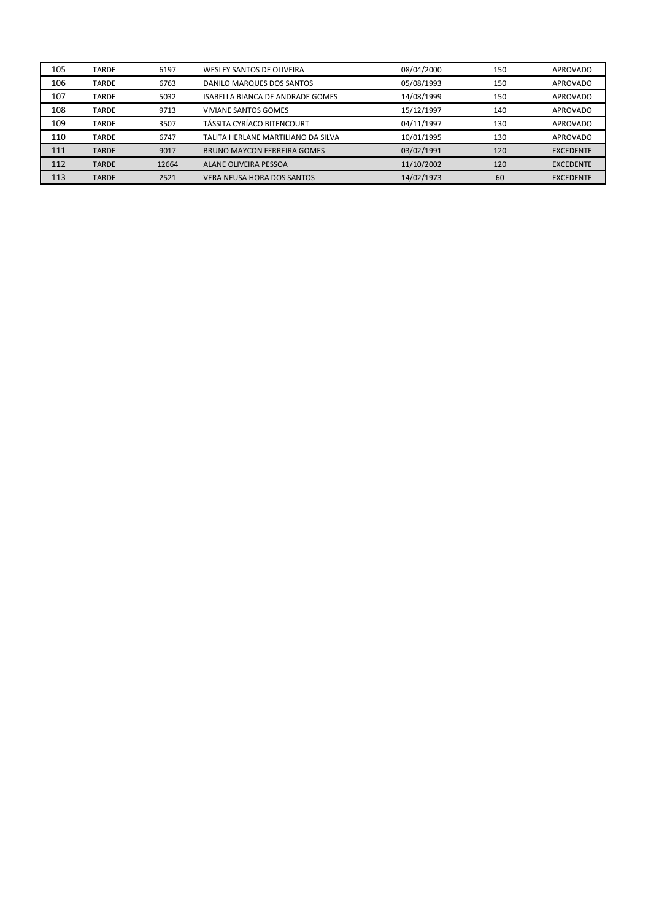| | | | | | | |
|---|---|---|---|---|---|---|
| 105 | TARDE | 6197 | WESLEY SANTOS DE OLIVEIRA | 08/04/2000 | 150 | APROVADO |
| 106 | TARDE | 6763 | DANILO MARQUES DOS SANTOS | 05/08/1993 | 150 | APROVADO |
| 107 | TARDE | 5032 | ISABELLA BIANCA DE ANDRADE GOMES | 14/08/1999 | 150 | APROVADO |
| 108 | TARDE | 9713 | VIVIANE SANTOS GOMES | 15/12/1997 | 140 | APROVADO |
| 109 | TARDE | 3507 | TÁSSITA CYRÍACO BITENCOURT | 04/11/1997 | 130 | APROVADO |
| 110 | TARDE | 6747 | TALITA HERLANE MARTILIANO DA SILVA | 10/01/1995 | 130 | APROVADO |
| 111 | TARDE | 9017 | BRUNO MAYCON FERREIRA GOMES | 03/02/1991 | 120 | EXCEDENTE |
| 112 | TARDE | 12664 | ALANE OLIVEIRA PESSOA | 11/10/2002 | 120 | EXCEDENTE |
| 113 | TARDE | 2521 | VERA NEUSA HORA DOS SANTOS | 14/02/1973 | 60 | EXCEDENTE |